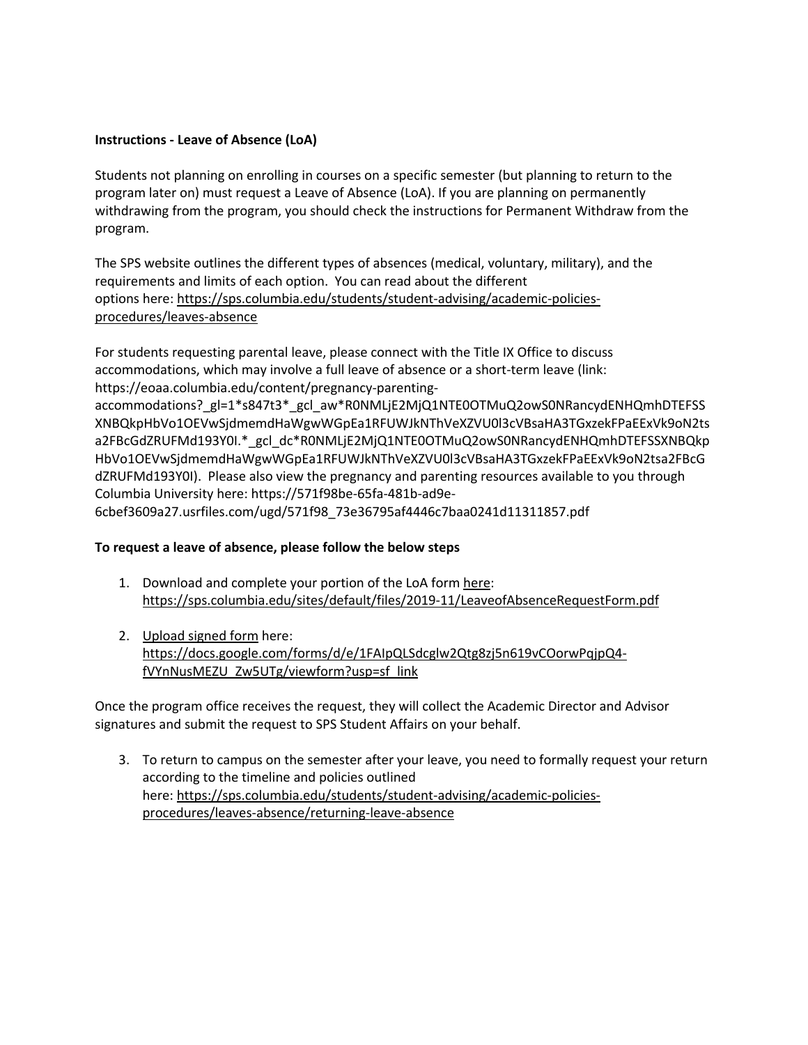**Instructions - Leave of Absence (LoA)**

Students not planning on enrolling in courses on a specific semester (but planning to return to the program later on) must request a Leave of Absence (LoA). If you are planning on permanently withdrawing from the program, you should check the instructions for Permanent Withdraw from the program.

The SPS website outlines the different types of absences (medical, voluntary, military), and the requirements and limits of each option. You can read about the different options here: https://sps.columbia.edu/students/student-advising/academic-policies-procedures/leaves-absence

For students requesting parental leave, please connect with the Title IX Office to discuss accommodations, which may involve a full leave of absence or a short-term leave (link: https://eoaa.columbia.edu/content/pregnancy-parenting-accommodations?_gl=1*s847t3*_gcl_aw*R0NMLjE2MjQ1NTE0OTMuQ2owS0NRancydENHQmhDTEFSSXNBQkpHbVo1OEVwSjdmemdHaWgwWGpEa1RFUWJkNThVeXZVU0l3cVBsaHA3TGxzekFPaEExVk9oN2tsa2FBcGdZRUFMd193Y0I.*_gcl_dc*R0NMLjE2MjQ1NTE0OTMuQ2owS0NRancydENHQmhDTEFSSXNBQkpHbVo1OEVwSjdmemdHaWgwWGpEa1RFUWJkNThVeXZVU0l3cVBsaHA3TGxzekFPaEExVk9oN2tsa2FBcGdZRUFMd193Y0I). Please also view the pregnancy and parenting resources available to you through Columbia University here: https://571f98be-65fa-481b-ad9e-6cbef3609a27.usrfiles.com/ugd/571f98_73e36795af4446c7baa0241d11311857.pdf

**To request a leave of absence, please follow the below steps**

1. Download and complete your portion of the LoA form here: https://sps.columbia.edu/sites/default/files/2019-11/LeaveofAbsenceRequestForm.pdf

2. Upload signed form here: https://docs.google.com/forms/d/e/1FAIpQLSdcglw2Qtg8zj5n619vCOorwPqjpQ4-fVYnNusMEZU_Zw5UTg/viewform?usp=sf_link

Once the program office receives the request, they will collect the Academic Director and Advisor signatures and submit the request to SPS Student Affairs on your behalf.

3. To return to campus on the semester after your leave, you need to formally request your return according to the timeline and policies outlined here: https://sps.columbia.edu/students/student-advising/academic-policies-procedures/leaves-absence/returning-leave-absence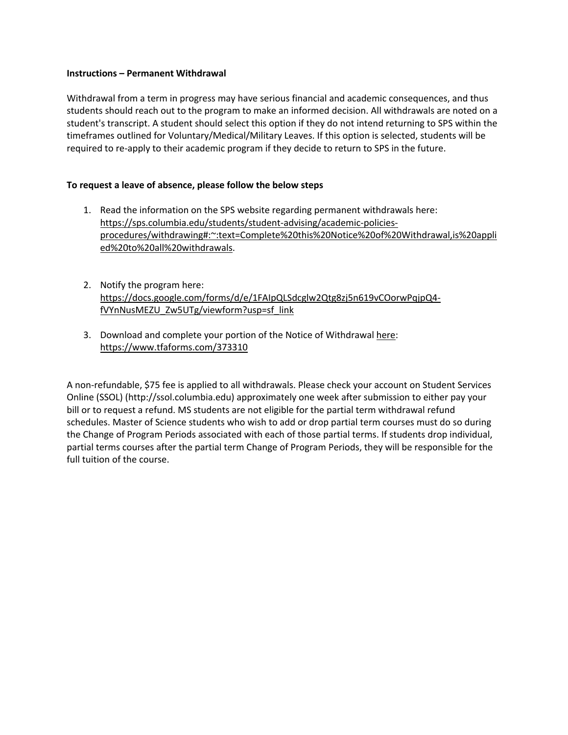**Instructions – Permanent Withdrawal**

Withdrawal from a term in progress may have serious financial and academic consequences, and thus students should reach out to the program to make an informed decision. All withdrawals are noted on a student's transcript. A student should select this option if they do not intend returning to SPS within the timeframes outlined for Voluntary/Medical/Military Leaves. If this option is selected, students will be required to re-apply to their academic program if they decide to return to SPS in the future.

**To request a leave of absence, please follow the below steps**

1. Read the information on the SPS website regarding permanent withdrawals here: https://sps.columbia.edu/students/student-advising/academic-policies-procedures/withdrawing#:~:text=Complete%20this%20Notice%20of%20Withdrawal,is%20applied%20to%20all%20withdrawals.

2. Notify the program here: https://docs.google.com/forms/d/e/1FAIpQLSdcglw2Qtg8zj5n619vCOorwPqjpQ4-fVYnNusMEZU_Zw5UTg/viewform?usp=sf_link

3. Download and complete your portion of the Notice of Withdrawal here: https://www.tfaforms.com/373310

A non-refundable, $75 fee is applied to all withdrawals. Please check your account on Student Services Online (SSOL) (http://ssol.columbia.edu) approximately one week after submission to either pay your bill or to request a refund. MS students are not eligible for the partial term withdrawal refund schedules. Master of Science students who wish to add or drop partial term courses must do so during the Change of Program Periods associated with each of those partial terms. If students drop individual, partial terms courses after the partial term Change of Program Periods, they will be responsible for the full tuition of the course.